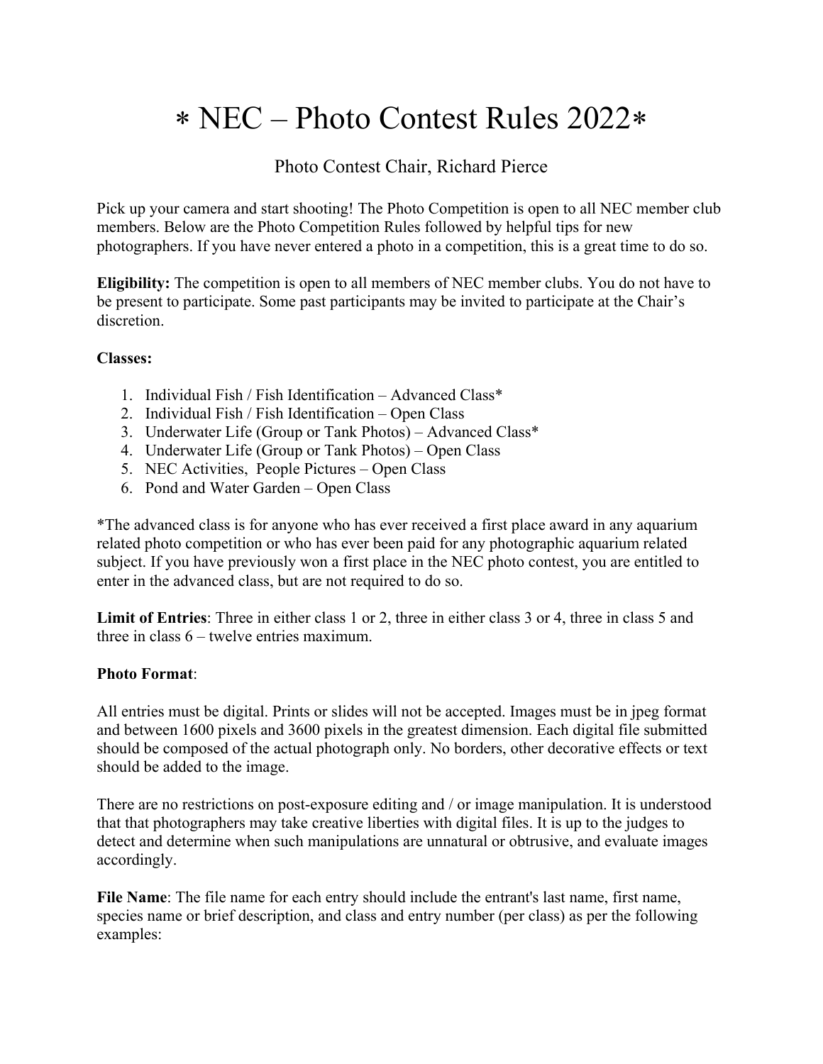# ∗ NEC – Photo Contest Rules 2022∗

Photo Contest Chair, Richard Pierce

Pick up your camera and start shooting! The Photo Competition is open to all NEC member club members. Below are the Photo Competition Rules followed by helpful tips for new photographers. If you have never entered a photo in a competition, this is a great time to do so.

**Eligibility:** The competition is open to all members of NEC member clubs. You do not have to be present to participate. Some past participants may be invited to participate at the Chair's discretion.

**Classes:**

1. Individual Fish / Fish Identification – Advanced Class*
2. Individual Fish / Fish Identification – Open Class
3. Underwater Life (Group or Tank Photos) – Advanced Class*
4. Underwater Life (Group or Tank Photos) – Open Class
5. NEC Activities, People Pictures – Open Class
6. Pond and Water Garden – Open Class

*The advanced class is for anyone who has ever received a first place award in any aquarium related photo competition or who has ever been paid for any photographic aquarium related subject. If you have previously won a first place in the NEC photo contest, you are entitled to enter in the advanced class, but are not required to do so.

**Limit of Entries**: Three in either class 1 or 2, three in either class 3 or 4, three in class 5 and three in class 6 – twelve entries maximum.

**Photo Format**:

All entries must be digital. Prints or slides will not be accepted. Images must be in jpeg format and between 1600 pixels and 3600 pixels in the greatest dimension. Each digital file submitted should be composed of the actual photograph only. No borders, other decorative effects or text should be added to the image.

There are no restrictions on post-exposure editing and / or image manipulation. It is understood that that photographers may take creative liberties with digital files. It is up to the judges to detect and determine when such manipulations are unnatural or obtrusive, and evaluate images accordingly.

**File Name**: The file name for each entry should include the entrant's last name, first name, species name or brief description, and class and entry number (per class) as per the following examples: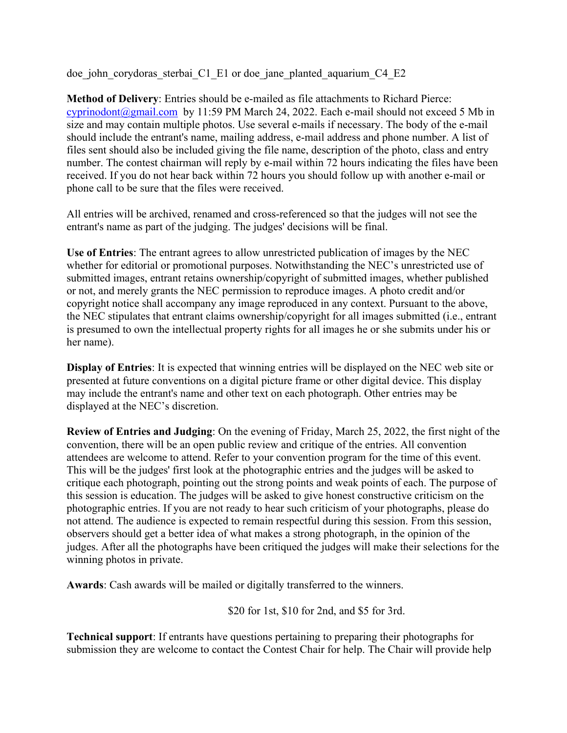doe_john_corydoras_sterbai_C1_E1 or doe_jane_planted_aquarium_C4_E2

**Method of Delivery**: Entries should be e-mailed as file attachments to Richard Pierce: cyprinodont@gmail.com by 11:59 PM March 24, 2022. Each e-mail should not exceed 5 Mb in size and may contain multiple photos. Use several e-mails if necessary. The body of the e-mail should include the entrant's name, mailing address, e-mail address and phone number. A list of files sent should also be included giving the file name, description of the photo, class and entry number. The contest chairman will reply by e-mail within 72 hours indicating the files have been received. If you do not hear back within 72 hours you should follow up with another e-mail or phone call to be sure that the files were received.

All entries will be archived, renamed and cross-referenced so that the judges will not see the entrant's name as part of the judging. The judges' decisions will be final.

**Use of Entries**: The entrant agrees to allow unrestricted publication of images by the NEC whether for editorial or promotional purposes. Notwithstanding the NEC's unrestricted use of submitted images, entrant retains ownership/copyright of submitted images, whether published or not, and merely grants the NEC permission to reproduce images. A photo credit and/or copyright notice shall accompany any image reproduced in any context. Pursuant to the above, the NEC stipulates that entrant claims ownership/copyright for all images submitted (i.e., entrant is presumed to own the intellectual property rights for all images he or she submits under his or her name).

**Display of Entries**: It is expected that winning entries will be displayed on the NEC web site or presented at future conventions on a digital picture frame or other digital device. This display may include the entrant's name and other text on each photograph. Other entries may be displayed at the NEC's discretion.

**Review of Entries and Judging**: On the evening of Friday, March 25, 2022, the first night of the convention, there will be an open public review and critique of the entries. All convention attendees are welcome to attend. Refer to your convention program for the time of this event. This will be the judges' first look at the photographic entries and the judges will be asked to critique each photograph, pointing out the strong points and weak points of each. The purpose of this session is education. The judges will be asked to give honest constructive criticism on the photographic entries. If you are not ready to hear such criticism of your photographs, please do not attend. The audience is expected to remain respectful during this session. From this session, observers should get a better idea of what makes a strong photograph, in the opinion of the judges. After all the photographs have been critiqued the judges will make their selections for the winning photos in private.

**Awards**: Cash awards will be mailed or digitally transferred to the winners.

$20 for 1st, $10 for 2nd, and $5 for 3rd.

**Technical support**: If entrants have questions pertaining to preparing their photographs for submission they are welcome to contact the Contest Chair for help. The Chair will provide help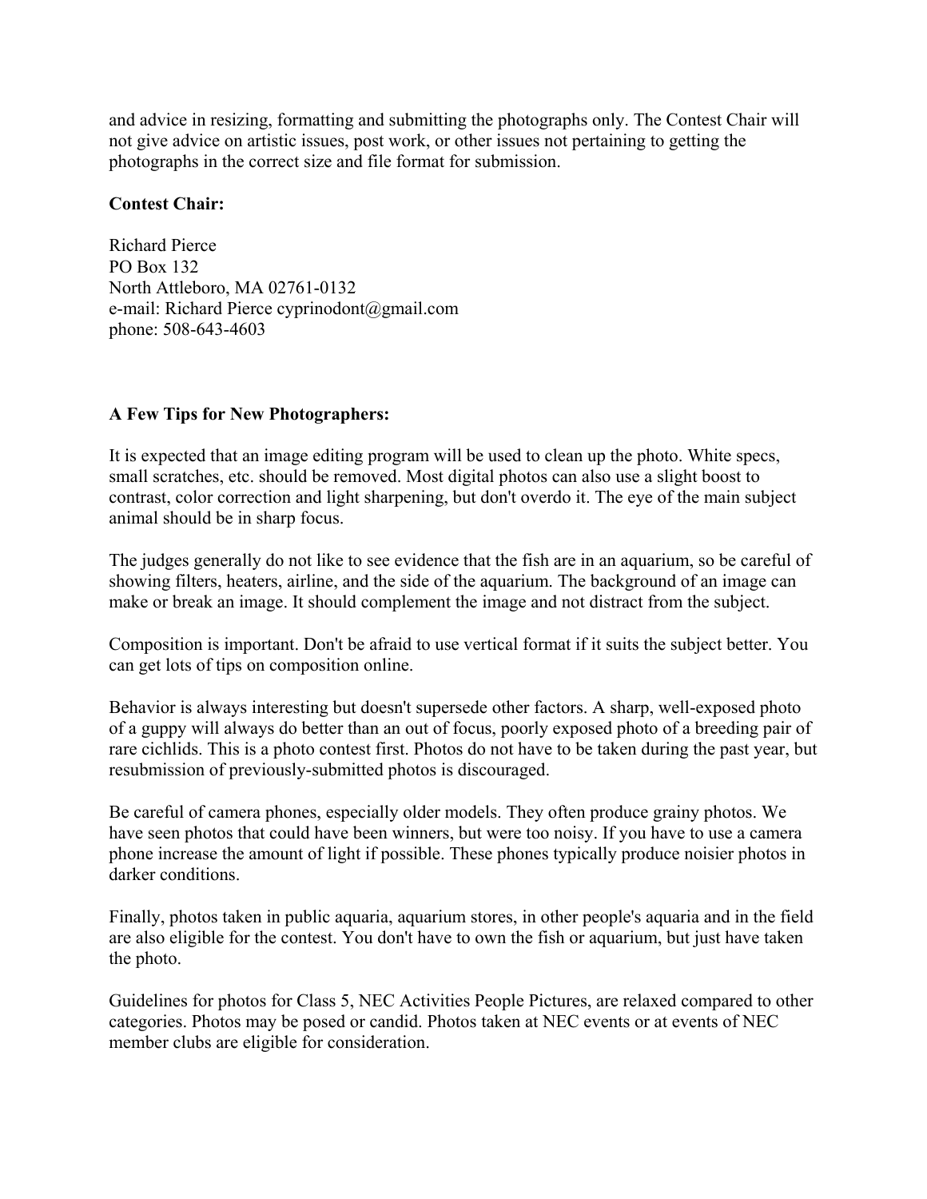and advice in resizing, formatting and submitting the photographs only. The Contest Chair will not give advice on artistic issues, post work, or other issues not pertaining to getting the photographs in the correct size and file format for submission.

**Contest Chair:**

Richard Pierce
PO Box 132
North Attleboro, MA 02761-0132
e-mail: Richard Pierce cyprinodont@gmail.com
phone: 508-643-4603

**A Few Tips for New Photographers:**

It is expected that an image editing program will be used to clean up the photo. White specs, small scratches, etc. should be removed. Most digital photos can also use a slight boost to contrast, color correction and light sharpening, but don't overdo it. The eye of the main subject animal should be in sharp focus.

The judges generally do not like to see evidence that the fish are in an aquarium, so be careful of showing filters, heaters, airline, and the side of the aquarium. The background of an image can make or break an image. It should complement the image and not distract from the subject.

Composition is important. Don't be afraid to use vertical format if it suits the subject better. You can get lots of tips on composition online.

Behavior is always interesting but doesn't supersede other factors. A sharp, well-exposed photo of a guppy will always do better than an out of focus, poorly exposed photo of a breeding pair of rare cichlids. This is a photo contest first. Photos do not have to be taken during the past year, but resubmission of previously-submitted photos is discouraged.

Be careful of camera phones, especially older models. They often produce grainy photos. We have seen photos that could have been winners, but were too noisy. If you have to use a camera phone increase the amount of light if possible. These phones typically produce noisier photos in darker conditions.

Finally, photos taken in public aquaria, aquarium stores, in other people's aquaria and in the field are also eligible for the contest. You don't have to own the fish or aquarium, but just have taken the photo.

Guidelines for photos for Class 5, NEC Activities People Pictures, are relaxed compared to other categories. Photos may be posed or candid. Photos taken at NEC events or at events of NEC member clubs are eligible for consideration.